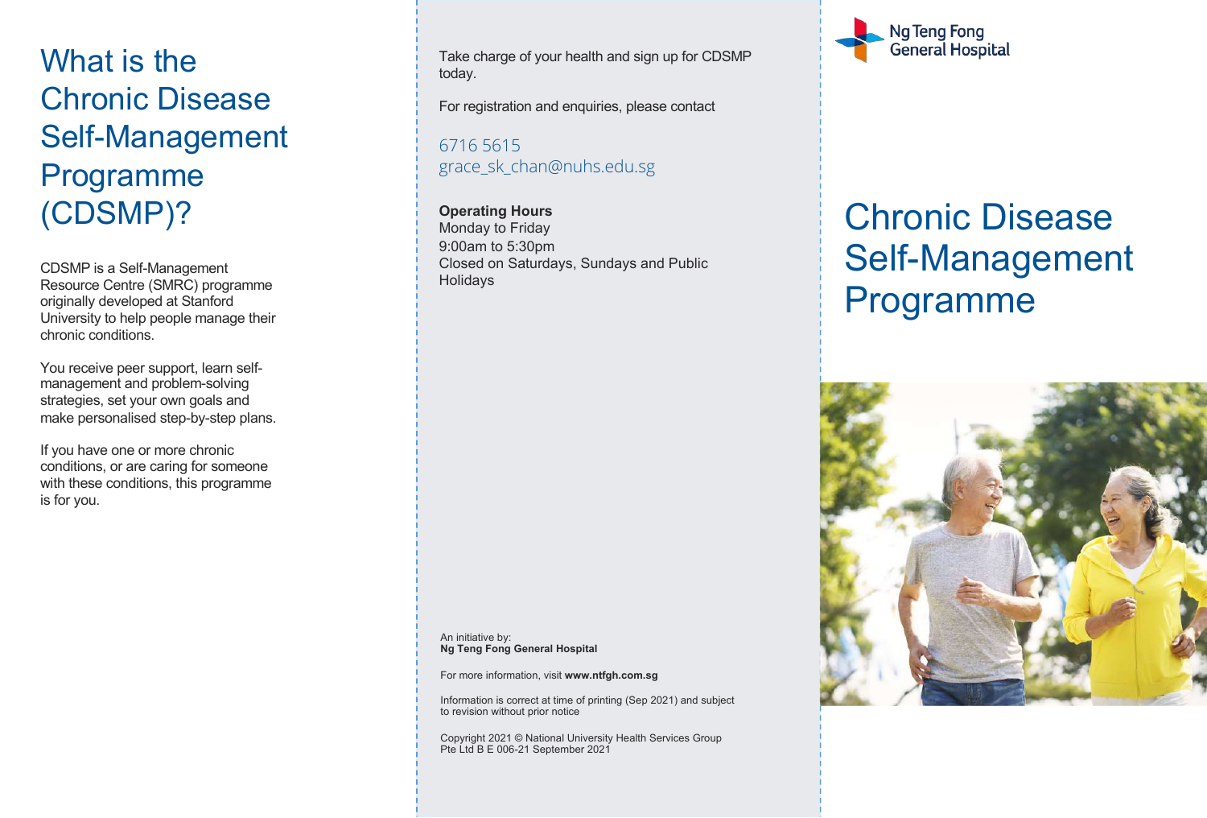# What is the Chronic Disease Self-Management Programme (CDSMP)?

CDSMP is a Self-Management Resource Centre (SMRC) programme originally developed at Stanford University to help people manage their chronic conditions.

You receive peer support, learn self-management and problem-solving strategies, set your own goals and make personalised step-by-step plans.

If you have one or more chronic conditions, or are caring for someone with these conditions, this programme is for you.

Take charge of your health and sign up for CDSMP today.

For registration and enquiries, please contact

6716 5615
grace_sk_chan@nuhs.edu.sg

**Operating Hours**
Monday to Friday
9:00am to 5:30pm
Closed on Saturdays, Sundays and Public Holidays

An initiative by:
**Ng Teng Fong General Hospital**

For more information, visit **www.ntfgh.com.sg**

Information is correct at time of printing (Sep 2021) and subject to revision without prior notice

Copyright 2021 © National University Health Services Group Pte Ltd B E 006-21 September 2021

Ng Teng Fong General Hospital

# Chronic Disease Self-Management Programme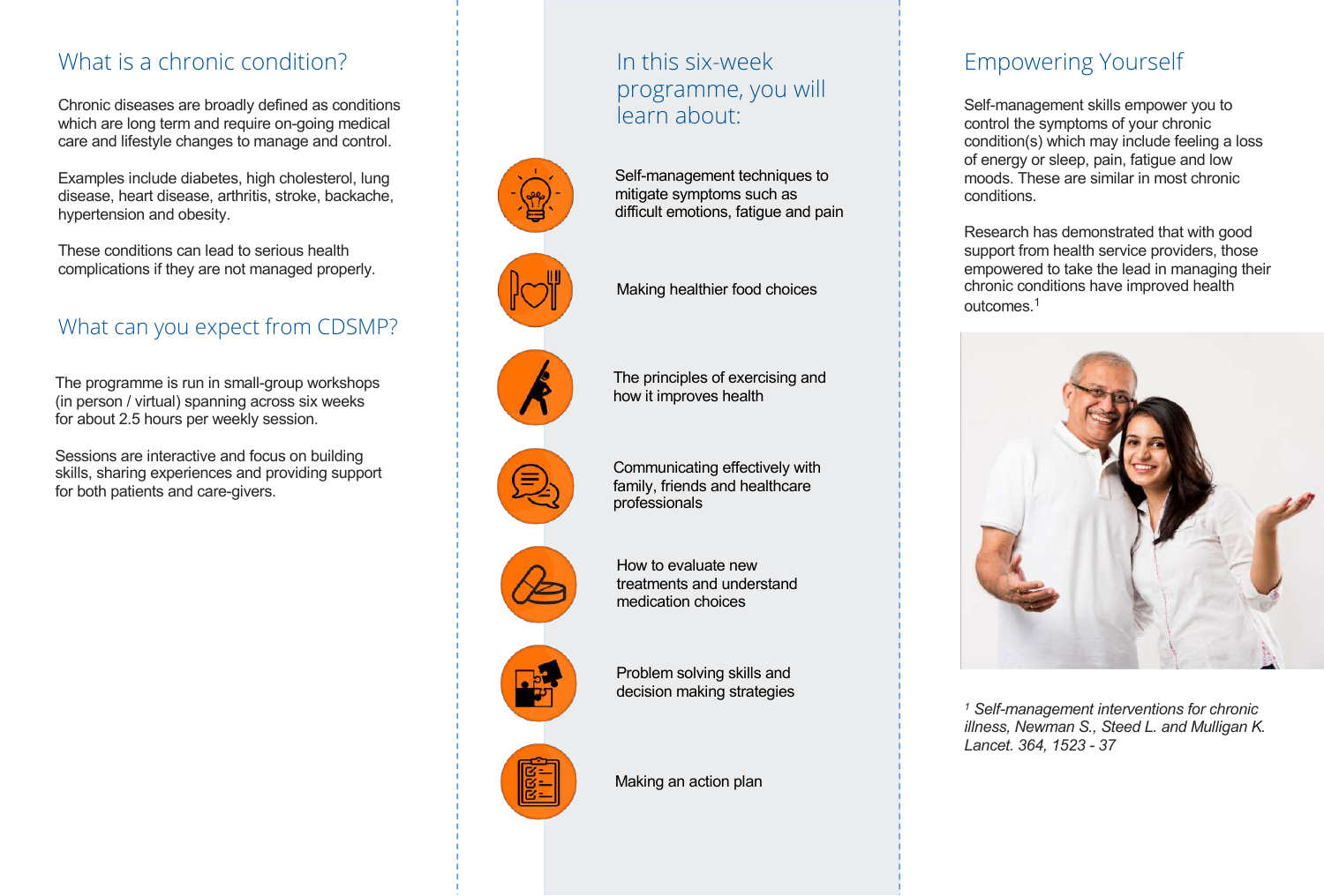## What is a chronic condition?

Chronic diseases are broadly defined as conditions which are long term and require on-going medical care and lifestyle changes to manage and control.

Examples include diabetes, high cholesterol, lung disease, heart disease, arthritis, stroke, backache, hypertension and obesity.

These conditions can lead to serious health complications if they are not managed properly.

## What can you expect from CDSMP?

The programme is run in small-group workshops (in person / virtual) spanning across six weeks for about 2.5 hours per weekly session.

Sessions are interactive and focus on building skills, sharing experiences and providing support for both patients and care-givers.

## In this six-week programme, you will learn about:

- Self-management techniques to mitigate symptoms such as difficult emotions, fatigue and pain
- Making healthier food choices
- The principles of exercising and how it improves health
- Communicating effectively with family, friends and healthcare professionals
- How to evaluate new treatments and understand medication choices
- Problem solving skills and decision making strategies
- Making an action plan

## Empowering Yourself

Self-management skills empower you to control the symptoms of your chronic condition(s) which may include feeling a loss of energy or sleep, pain, fatigue and low moods. These are similar in most chronic conditions.

Research has demonstrated that with good support from health service providers, those empowered to take the lead in managing their chronic conditions have improved health outcomes.[1]

*[1] Self-management interventions for chronic illness, Newman S., Steed L. and Mulligan K. Lancet. 364, 1523 - 37*